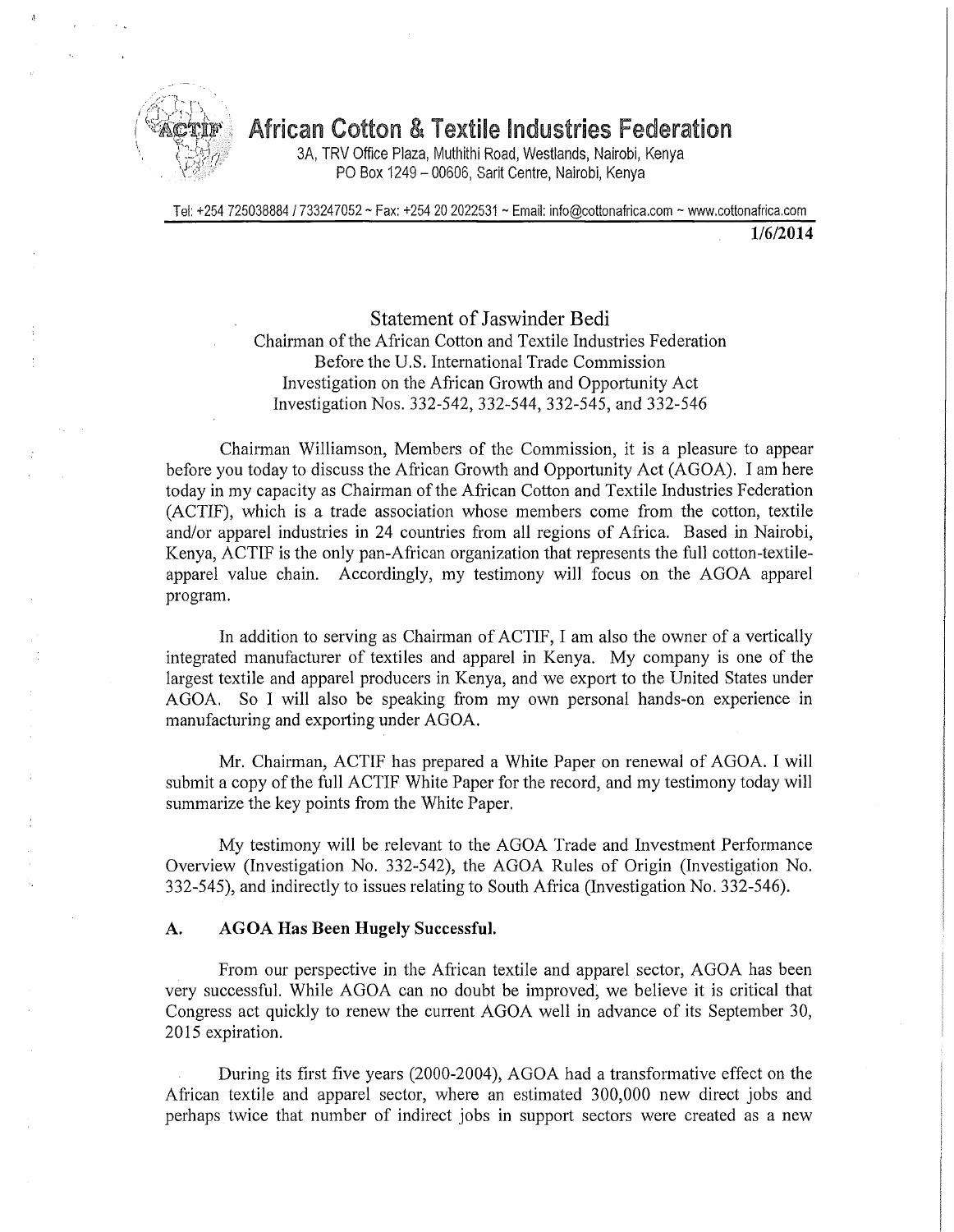# African Cotton & Textile Industries Federation

3A, TRV Office Plaza, Muthithi Road, Westlands, Nairobi, Kenya
PO Box 1249 – 00606, Sarit Centre, Nairobi, Kenya

Tel: +254 725038884 / 733247052 ~ Fax: +254 20 2022531 ~ Email: info@cottonafrica.com ~ www.cottonafrica.com

**1/6/2014**

Statement of Jaswinder Bedi
Chairman of the African Cotton and Textile Industries Federation
Before the U.S. International Trade Commission
Investigation on the African Growth and Opportunity Act
Investigation Nos. 332-542, 332-544, 332-545, and 332-546

Chairman Williamson, Members of the Commission, it is a pleasure to appear before you today to discuss the African Growth and Opportunity Act (AGOA). I am here today in my capacity as Chairman of the African Cotton and Textile Industries Federation (ACTIF), which is a trade association whose members come from the cotton, textile and/or apparel industries in 24 countries from all regions of Africa. Based in Nairobi, Kenya, ACTIF is the only pan-African organization that represents the full cotton-textile-apparel value chain. Accordingly, my testimony will focus on the AGOA apparel program.

In addition to serving as Chairman of ACTIF, I am also the owner of a vertically integrated manufacturer of textiles and apparel in Kenya. My company is one of the largest textile and apparel producers in Kenya, and we export to the United States under AGOA. So I will also be speaking from my own personal hands-on experience in manufacturing and exporting under AGOA.

Mr. Chairman, ACTIF has prepared a White Paper on renewal of AGOA. I will submit a copy of the full ACTIF White Paper for the record, and my testimony today will summarize the key points from the White Paper.

My testimony will be relevant to the AGOA Trade and Investment Performance Overview (Investigation No. 332-542), the AGOA Rules of Origin (Investigation No. 332-545), and indirectly to issues relating to South Africa (Investigation No. 332-546).

## A. AGOA Has Been Hugely Successful.

From our perspective in the African textile and apparel sector, AGOA has been very successful. While AGOA can no doubt be improved, we believe it is critical that Congress act quickly to renew the current AGOA well in advance of its September 30, 2015 expiration.

During its first five years (2000-2004), AGOA had a transformative effect on the African textile and apparel sector, where an estimated 300,000 new direct jobs and perhaps twice that number of indirect jobs in support sectors were created as a new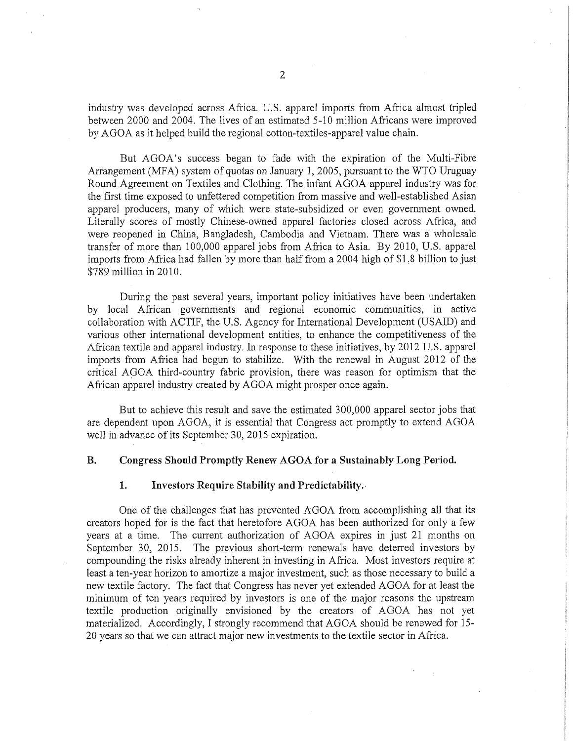industry was developed across Africa. U.S. apparel imports from Africa almost tripled between 2000 and 2004. The lives of an estimated 5-10 million Africans were improved by AGOA as it helped build the regional cotton-textiles-apparel value chain.

But AGOA's success began to fade with the expiration of the Multi-Fibre Arrangement (MFA) system of quotas on January 1, 2005, pursuant to the WTO Uruguay Round Agreement on Textiles and Clothing. The infant AGOA apparel industry was for the first time exposed to unfettered competition from massive and well-established Asian apparel producers, many of which were state-subsidized or even government owned. Literally scores of mostly Chinese-owned apparel factories closed across Africa, and were reopened in China, Bangladesh, Cambodia and Vietnam. There was a wholesale transfer of more than 100,000 apparel jobs from Africa to Asia. By 2010, U.S. apparel imports from Africa had fallen by more than half from a 2004 high of $1.8 billion to just $789 million in 2010.

During the past several years, important policy initiatives have been undertaken by local African governments and regional economic communities, in active collaboration with ACTIF, the U.S. Agency for International Development (USAID) and various other international development entities, to enhance the competitiveness of the African textile and apparel industry. In response to these initiatives, by 2012 U.S. apparel imports from Africa had begun to stabilize. With the renewal in August 2012 of the critical AGOA third-country fabric provision, there was reason for optimism that the African apparel industry created by AGOA might prosper once again.

But to achieve this result and save the estimated 300,000 apparel sector jobs that are dependent upon AGOA, it is essential that Congress act promptly to extend AGOA well in advance of its September 30, 2015 expiration.

### B. Congress Should Promptly Renew AGOA for a Sustainably Long Period.

#### 1. Investors Require Stability and Predictability.

One of the challenges that has prevented AGOA from accomplishing all that its creators hoped for is the fact that heretofore AGOA has been authorized for only a few years at a time. The current authorization of AGOA expires in just 21 months on September 30, 2015. The previous short-term renewals have deterred investors by compounding the risks already inherent in investing in Africa. Most investors require at least a ten-year horizon to amortize a major investment, such as those necessary to build a new textile factory. The fact that Congress has never yet extended AGOA for at least the minimum of ten years required by investors is one of the major reasons the upstream textile production originally envisioned by the creators of AGOA has not yet materialized. Accordingly, I strongly recommend that AGOA should be renewed for 15-20 years so that we can attract major new investments to the textile sector in Africa.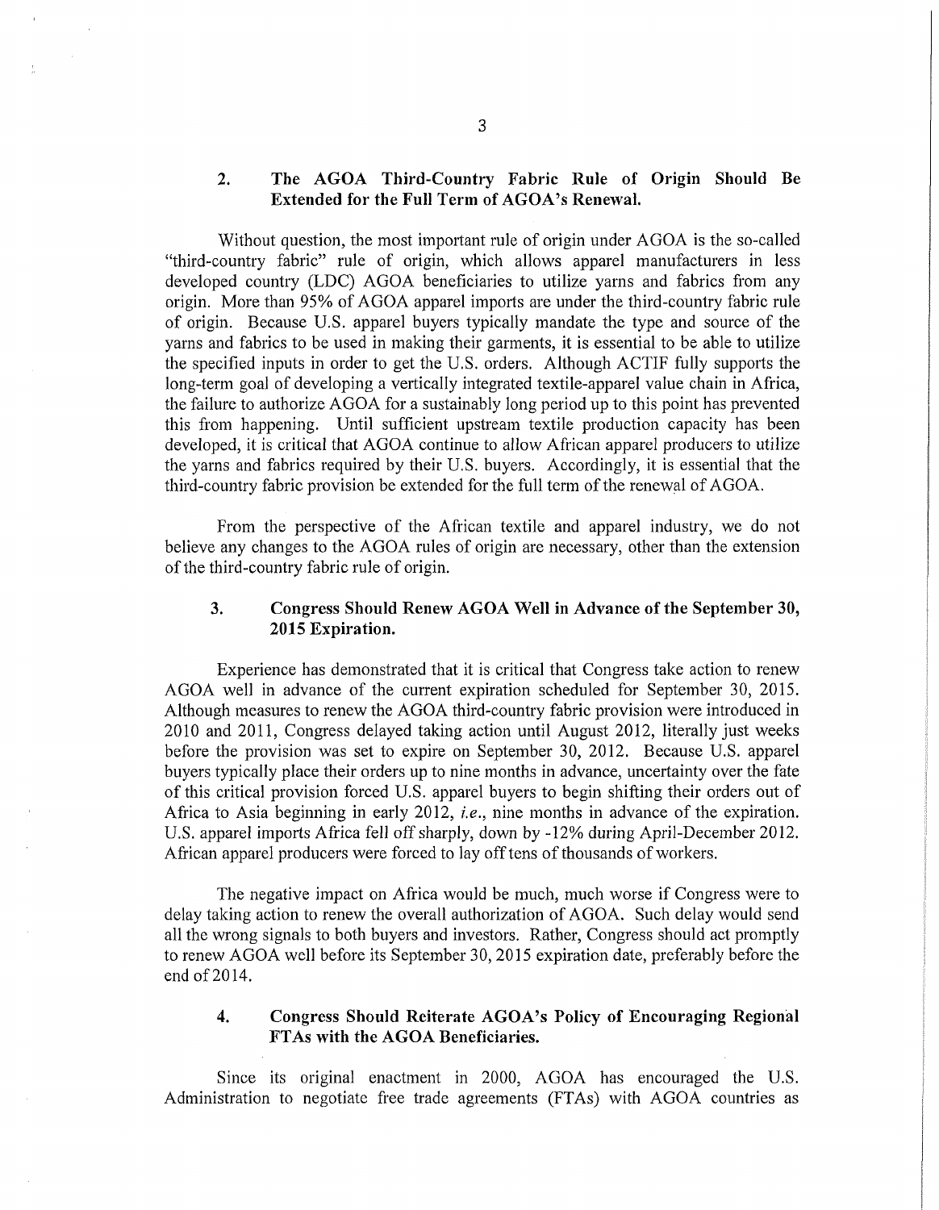## 2. The AGOA Third-Country Fabric Rule of Origin Should Be Extended for the Full Term of AGOA's Renewal.

Without question, the most important rule of origin under AGOA is the so-called "third-country fabric" rule of origin, which allows apparel manufacturers in less developed country (LDC) AGOA beneficiaries to utilize yarns and fabrics from any origin. More than 95% of AGOA apparel imports are under the third-country fabric rule of origin. Because U.S. apparel buyers typically mandate the type and source of the yarns and fabrics to be used in making their garments, it is essential to be able to utilize the specified inputs in order to get the U.S. orders. Although ACTIF fully supports the long-term goal of developing a vertically integrated textile-apparel value chain in Africa, the failure to authorize AGOA for a sustainably long period up to this point has prevented this from happening. Until sufficient upstream textile production capacity has been developed, it is critical that AGOA continue to allow African apparel producers to utilize the yarns and fabrics required by their U.S. buyers. Accordingly, it is essential that the third-country fabric provision be extended for the full term of the renewal of AGOA.

From the perspective of the African textile and apparel industry, we do not believe any changes to the AGOA rules of origin are necessary, other than the extension of the third-country fabric rule of origin.

## 3. Congress Should Renew AGOA Well in Advance of the September 30, 2015 Expiration.

Experience has demonstrated that it is critical that Congress take action to renew AGOA well in advance of the current expiration scheduled for September 30, 2015. Although measures to renew the AGOA third-country fabric provision were introduced in 2010 and 2011, Congress delayed taking action until August 2012, literally just weeks before the provision was set to expire on September 30, 2012. Because U.S. apparel buyers typically place their orders up to nine months in advance, uncertainty over the fate of this critical provision forced U.S. apparel buyers to begin shifting their orders out of Africa to Asia beginning in early 2012, *i.e.*, nine months in advance of the expiration. U.S. apparel imports Africa fell off sharply, down by -12% during April-December 2012. African apparel producers were forced to lay off tens of thousands of workers.

The negative impact on Africa would be much, much worse if Congress were to delay taking action to renew the overall authorization of AGOA. Such delay would send all the wrong signals to both buyers and investors. Rather, Congress should act promptly to renew AGOA well before its September 30, 2015 expiration date, preferably before the end of 2014.

## 4. Congress Should Reiterate AGOA's Policy of Encouraging Regional FTAs with the AGOA Beneficiaries.

Since its original enactment in 2000, AGOA has encouraged the U.S. Administration to negotiate free trade agreements (FTAs) with AGOA countries as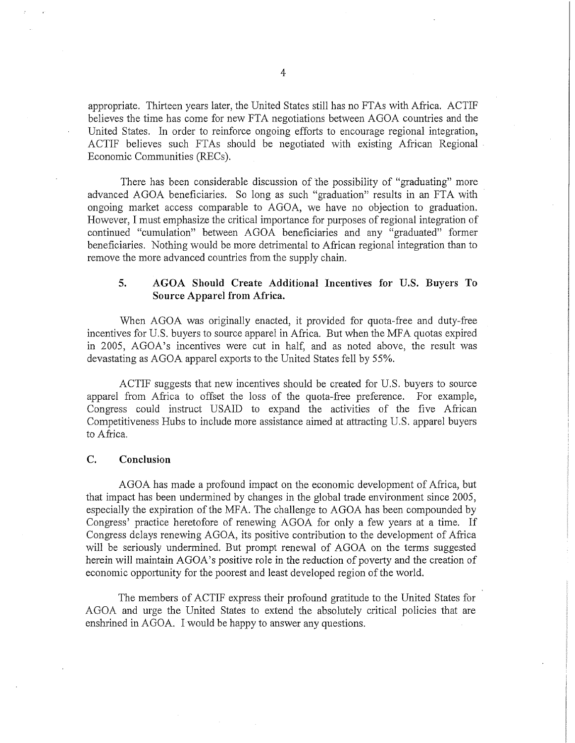appropriate. Thirteen years later, the United States still has no FTAs with Africa. ACTIF believes the time has come for new FTA negotiations between AGOA countries and the United States. In order to reinforce ongoing efforts to encourage regional integration, ACTIF believes such FTAs should be negotiated with existing African Regional Economic Communities (RECs).

There has been considerable discussion of the possibility of "graduating" more advanced AGOA beneficiaries. So long as such "graduation" results in an FTA with ongoing market access comparable to AGOA, we have no objection to graduation. However, I must emphasize the critical importance for purposes of regional integration of continued "cumulation" between AGOA beneficiaries and any "graduated" former beneficiaries. Nothing would be more detrimental to African regional integration than to remove the more advanced countries from the supply chain.

### 5. AGOA Should Create Additional Incentives for U.S. Buyers To Source Apparel from Africa.

When AGOA was originally enacted, it provided for quota-free and duty-free incentives for U.S. buyers to source apparel in Africa. But when the MFA quotas expired in 2005, AGOA's incentives were cut in half, and as noted above, the result was devastating as AGOA apparel exports to the United States fell by 55%.

ACTIF suggests that new incentives should be created for U.S. buyers to source apparel from Africa to offset the loss of the quota-free preference. For example, Congress could instruct USAID to expand the activities of the five African Competitiveness Hubs to include more assistance aimed at attracting U.S. apparel buyers to Africa.

## C. Conclusion

AGOA has made a profound impact on the economic development of Africa, but that impact has been undermined by changes in the global trade environment since 2005, especially the expiration of the MFA. The challenge to AGOA has been compounded by Congress' practice heretofore of renewing AGOA for only a few years at a time. If Congress delays renewing AGOA, its positive contribution to the development of Africa will be seriously undermined. But prompt renewal of AGOA on the terms suggested herein will maintain AGOA's positive role in the reduction of poverty and the creation of economic opportunity for the poorest and least developed region of the world.

The members of ACTIF express their profound gratitude to the United States for AGOA and urge the United States to extend the absolutely critical policies that are enshrined in AGOA. I would be happy to answer any questions.